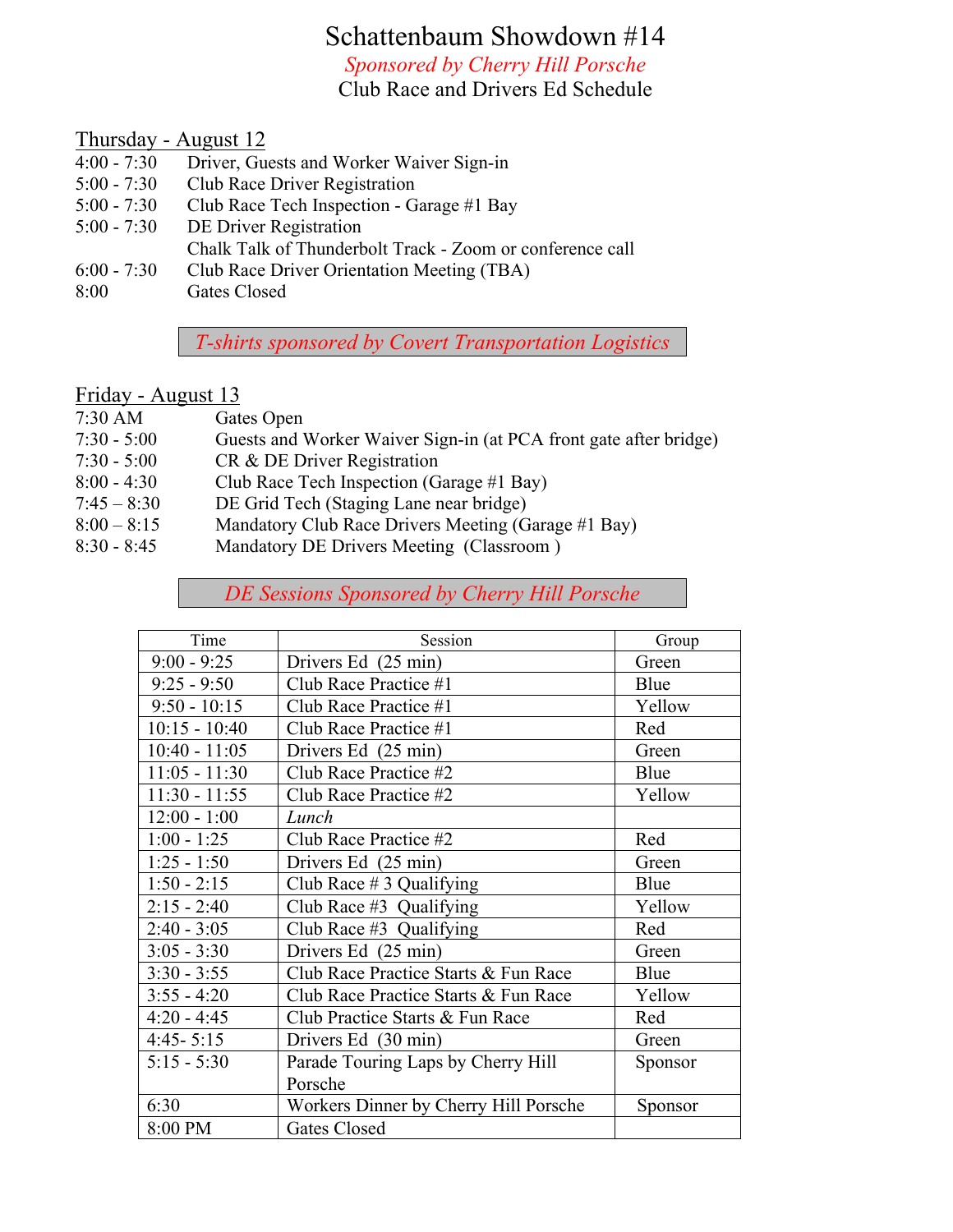# Schattenbaum Showdown #14

*Sponsored by Cherry Hill Porsche*

Club Race and Drivers Ed Schedule

## Thursday - August 12

| | |
|---|---|
| 4:00 - 7:30 | Driver, Guests and Worker Waiver Sign-in |
| 5:00 - 7:30 | Club Race Driver Registration |
| 5:00 - 7:30 | Club Race Tech Inspection - Garage #1 Bay |
| 5:00 - 7:30 | DE Driver Registration |
| | Chalk Talk of Thunderbolt Track - Zoom or conference call |
| 6:00 - 7:30 | Club Race Driver Orientation Meeting (TBA) |
| 8:00 | Gates Closed |

*T-shirts sponsored by Covert Transportation Logistics*

## Friday - August 13

| | |
|---|---|
| 7:30 AM | Gates Open |
| 7:30 - 5:00 | Guests and Worker Waiver Sign-in (at PCA front gate after bridge) |
| 7:30 - 5:00 | CR & DE Driver Registration |
| 8:00 - 4:30 | Club Race Tech Inspection (Garage #1 Bay) |
| 7:45 – 8:30 | DE Grid Tech (Staging Lane near bridge) |
| 8:00 – 8:15 | Mandatory Club Race Drivers Meeting (Garage #1 Bay) |
| 8:30 - 8:45 | Mandatory DE Drivers Meeting (Classroom ) |

*DE Sessions Sponsored by Cherry Hill Porsche*

| Time | Session | Group |
|---|---|---|
| 9:00 - 9:25 | Drivers Ed (25 min) | Green |
| 9:25 - 9:50 | Club Race Practice #1 | Blue |
| 9:50 - 10:15 | Club Race Practice #1 | Yellow |
| 10:15 - 10:40 | Club Race Practice #1 | Red |
| 10:40 - 11:05 | Drivers Ed (25 min) | Green |
| 11:05 - 11:30 | Club Race Practice #2 | Blue |
| 11:30 - 11:55 | Club Race Practice #2 | Yellow |
| 12:00 - 1:00 | *Lunch* | |
| 1:00 - 1:25 | Club Race Practice #2 | Red |
| 1:25 - 1:50 | Drivers Ed (25 min) | Green |
| 1:50 - 2:15 | Club Race # 3 Qualifying | Blue |
| 2:15 - 2:40 | Club Race #3 Qualifying | Yellow |
| 2:40 - 3:05 | Club Race #3 Qualifying | Red |
| 3:05 - 3:30 | Drivers Ed (25 min) | Green |
| 3:30 - 3:55 | Club Race Practice Starts & Fun Race | Blue |
| 3:55 - 4:20 | Club Race Practice Starts & Fun Race | Yellow |
| 4:20 - 4:45 | Club Practice Starts & Fun Race | Red |
| 4:45- 5:15 | Drivers Ed (30 min) | Green |
| 5:15 - 5:30 | Parade Touring Laps by Cherry Hill Porsche | Sponsor |
| 6:30 | Workers Dinner by Cherry Hill Porsche | Sponsor |
| 8:00 PM | Gates Closed | |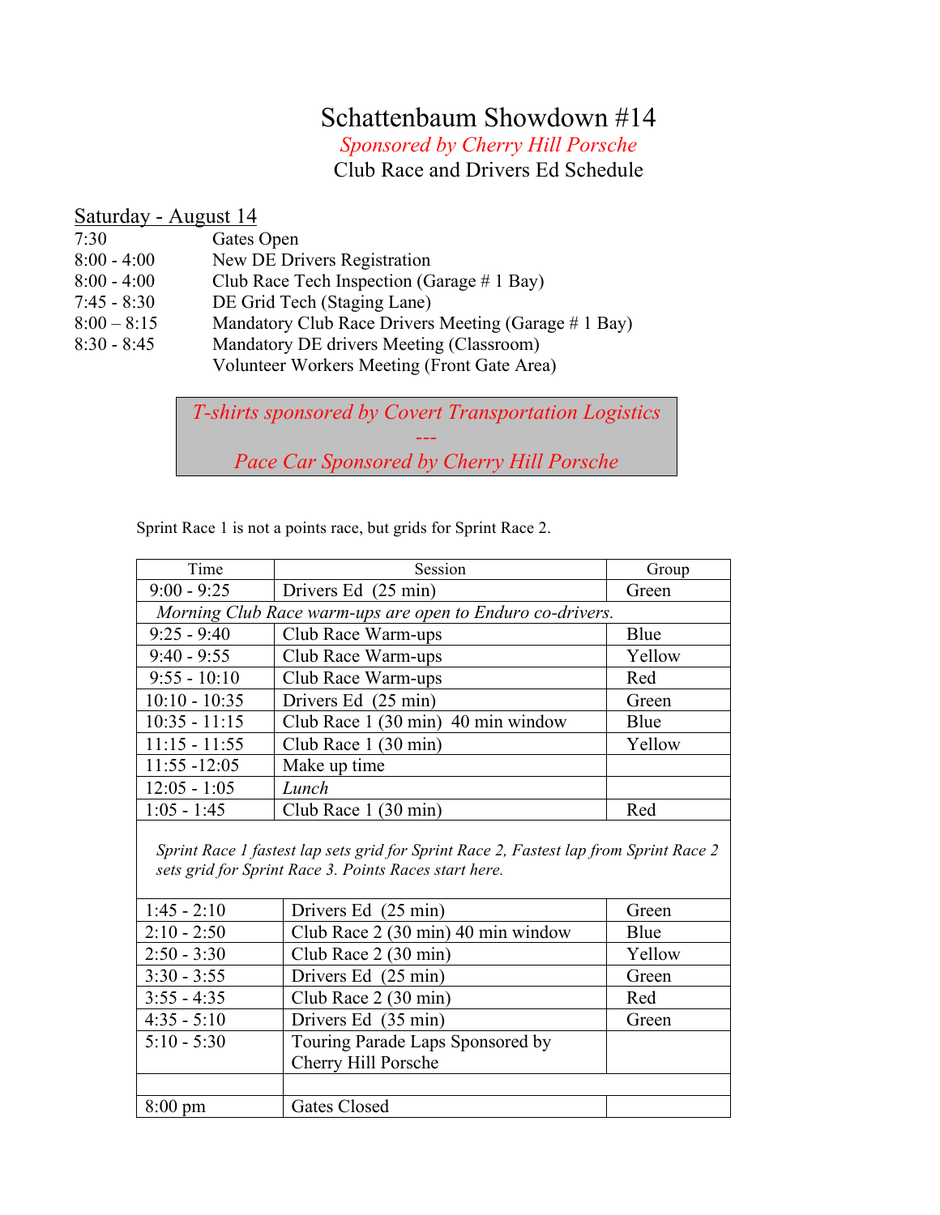# Schattenbaum Showdown #14

*Sponsored by Cherry Hill Porsche*

Club Race and Drivers Ed Schedule

## Saturday - August 14

| | |
|---|---|
| 7:30 | Gates Open |
| 8:00 - 4:00 | New DE Drivers Registration |
| 8:00 - 4:00 | Club Race Tech Inspection (Garage # 1 Bay) |
| 7:45 - 8:30 | DE Grid Tech (Staging Lane) |
| 8:00 – 8:15 | Mandatory Club Race Drivers Meeting (Garage # 1 Bay) |
| 8:30 - 8:45 | Mandatory DE drivers Meeting (Classroom) |
| | Volunteer Workers Meeting (Front Gate Area) |

*T-shirts sponsored by Covert Transportation Logistics*

*---*

*Pace Car Sponsored by Cherry Hill Porsche*

Sprint Race 1 is not a points race, but grids for Sprint Race 2.

| Time | Session | Group |
|---|---|---|
| 9:00 - 9:25 | Drivers Ed (25 min) | Green |
| *Morning Club Race warm-ups are open to Enduro co-drivers.* | | |
| 9:25 - 9:40 | Club Race Warm-ups | Blue |
| 9:40 - 9:55 | Club Race Warm-ups | Yellow |
| 9:55 - 10:10 | Club Race Warm-ups | Red |
| 10:10 - 10:35 | Drivers Ed (25 min) | Green |
| 10:35 - 11:15 | Club Race 1 (30 min) 40 min window | Blue |
| 11:15 - 11:55 | Club Race 1 (30 min) | Yellow |
| 11:55 -12:05 | Make up time | |
| 12:05 - 1:05 | *Lunch* | |
| 1:05 - 1:45 | Club Race 1 (30 min) | Red |
| *Sprint Race 1 fastest lap sets grid for Sprint Race 2, Fastest lap from Sprint Race 2 sets grid for Sprint Race 3. Points Races start here.* | | |
| 1:45 - 2:10 | Drivers Ed (25 min) | Green |
| 2:10 - 2:50 | Club Race 2 (30 min) 40 min window | Blue |
| 2:50 - 3:30 | Club Race 2 (30 min) | Yellow |
| 3:30 - 3:55 | Drivers Ed (25 min) | Green |
| 3:55 - 4:35 | Club Race 2 (30 min) | Red |
| 4:35 - 5:10 | Drivers Ed (35 min) | Green |
| 5:10 - 5:30 | Touring Parade Laps Sponsored by Cherry Hill Porsche | |
| | | |
| 8:00 pm | Gates Closed | |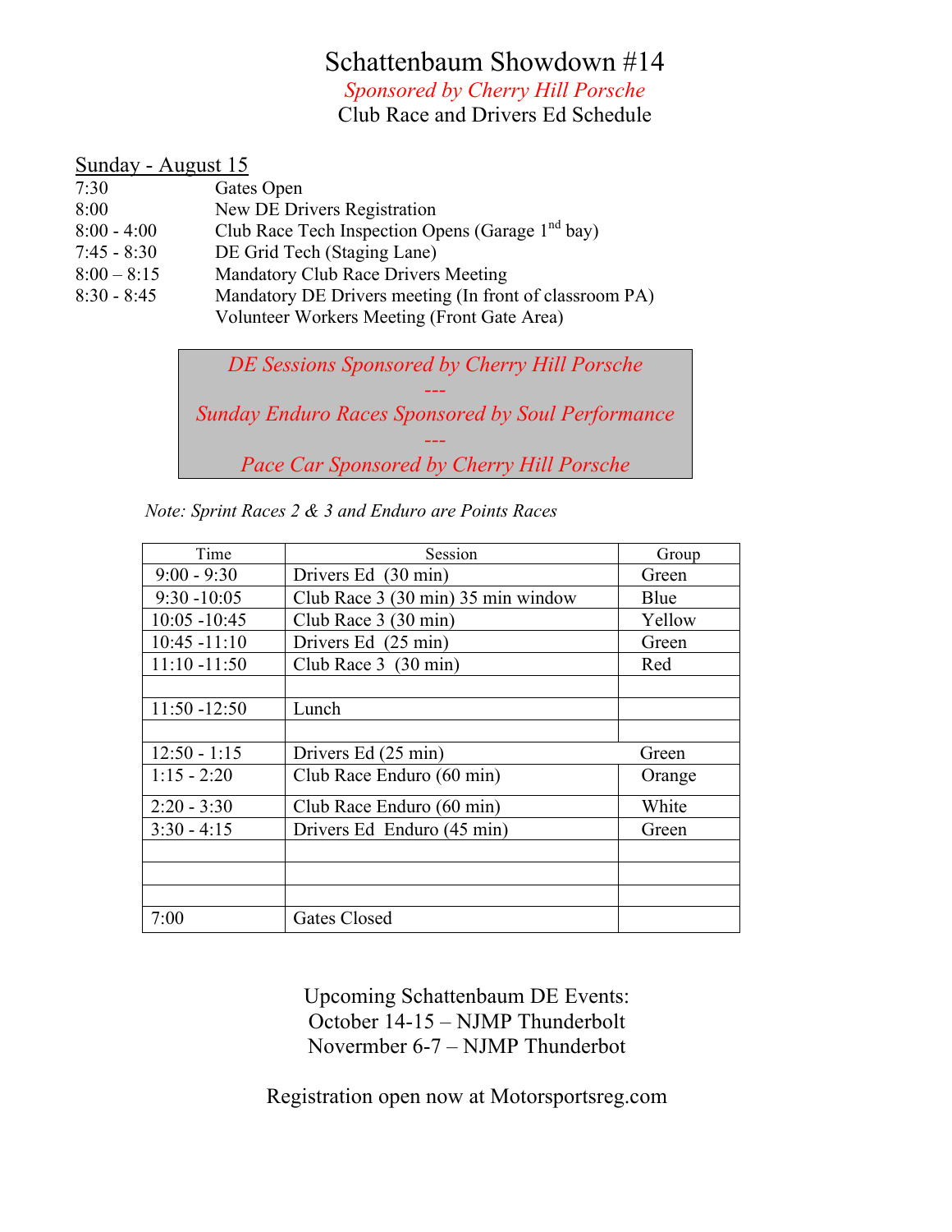# Schattenbaum Showdown #14

*Sponsored by Cherry Hill Porsche*

Club Race and Drivers Ed Schedule

## Sunday - August 15

| | |
|---|---|
| 7:30 | Gates Open |
| 8:00 | New DE Drivers Registration |
| 8:00 - 4:00 | Club Race Tech Inspection Opens (Garage 1nd bay) |
| 7:45 - 8:30 | DE Grid Tech (Staging Lane) |
| 8:00 – 8:15 | Mandatory Club Race Drivers Meeting |
| 8:30 - 8:45 | Mandatory DE Drivers meeting (In front of classroom PA) |
| | Volunteer Workers Meeting (Front Gate Area) |

*DE Sessions Sponsored by Cherry Hill Porsche*

*---*

*Sunday Enduro Races Sponsored by Soul Performance*

*---*

*Pace Car Sponsored by Cherry Hill Porsche*

*Note: Sprint Races 2 & 3 and Enduro are Points Races*

| Time | Session | Group |
|---|---|---|
| 9:00 - 9:30 | Drivers Ed (30 min) | Green |
| 9:30 -10:05 | Club Race 3 (30 min) 35 min window | Blue |
| 10:05 -10:45 | Club Race 3 (30 min) | Yellow |
| 10:45 -11:10 | Drivers Ed (25 min) | Green |
| 11:10 -11:50 | Club Race 3 (30 min) | Red |
| | | |
| 11:50 -12:50 | Lunch | |
| | | |
| 12:50 - 1:15 | Drivers Ed (25 min) | Green |
| 1:15 - 2:20 | Club Race Enduro (60 min) | Orange |
| 2:20 - 3:30 | Club Race Enduro (60 min) | White |
| 3:30 - 4:15 | Drivers Ed Enduro (45 min) | Green |
| | | |
| | | |
| | | |
| 7:00 | Gates Closed | |

Upcoming Schattenbaum DE Events:

October 14-15 – NJMP Thunderbolt

Novermber 6-7 – NJMP Thunderbot

Registration open now at Motorsportsreg.com